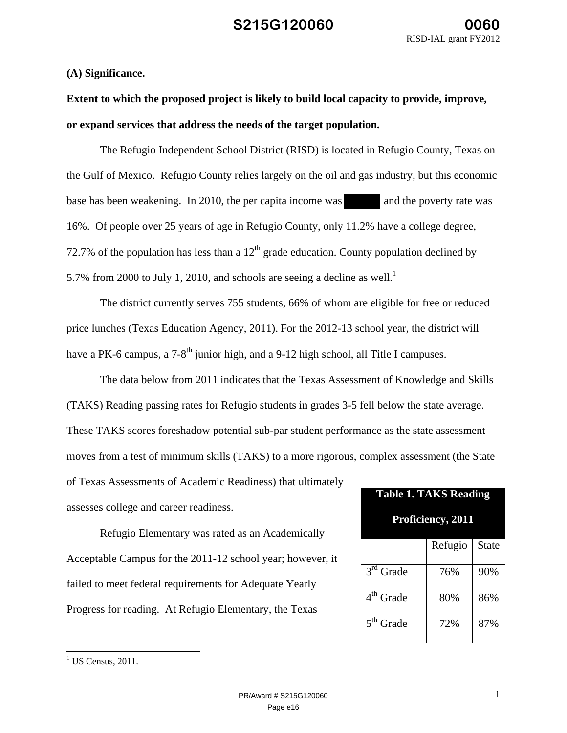**(A) Significance.**

**Extent to which the proposed project is likely to build local capacity to provide, improve, or expand services that address the needs of the target population.**

The Refugio Independent School District (RISD) is located in Refugio County, Texas on the Gulf of Mexico. Refugio County relies largely on the oil and gas industry, but this economic base has been weakening. In 2010, the per capita income was [redacted] and the poverty rate was 16%. Of people over 25 years of age in Refugio County, only 11.2% have a college degree, 72.7% of the population has less than a 12th grade education. County population declined by 5.7% from 2000 to July 1, 2010, and schools are seeing a decline as well.[1]

The district currently serves 755 students, 66% of whom are eligible for free or reduced price lunches (Texas Education Agency, 2011). For the 2012-13 school year, the district will have a PK-6 campus, a 7-8th junior high, and a 9-12 high school, all Title I campuses.

The data below from 2011 indicates that the Texas Assessment of Knowledge and Skills (TAKS) Reading passing rates for Refugio students in grades 3-5 fell below the state average. These TAKS scores foreshadow potential sub-par student performance as the state assessment moves from a test of minimum skills (TAKS) to a more rigorous, complex assessment (the State of Texas Assessments of Academic Readiness) that ultimately assesses college and career readiness.

**Table 1. TAKS Reading Proficiency, 2011**

| | Refugio | State |
|---|---|---|
| 3rd Grade | 76% | 90% |
| 4th Grade | 80% | 86% |
| 5th Grade | 72% | 87% |

Refugio Elementary was rated as an Academically Acceptable Campus for the 2011-12 school year; however, it failed to meet federal requirements for Adequate Yearly Progress for reading. At Refugio Elementary, the Texas

[1] US Census, 2011.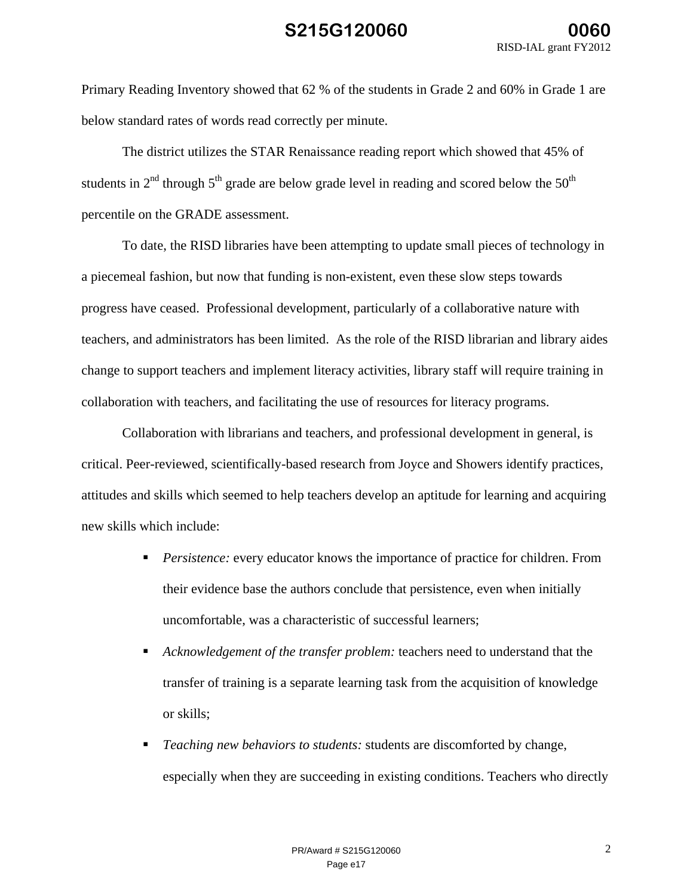Primary Reading Inventory showed that 62 % of the students in Grade 2 and 60% in Grade 1 are below standard rates of words read correctly per minute.

The district utilizes the STAR Renaissance reading report which showed that 45% of students in 2nd through 5th grade are below grade level in reading and scored below the 50th percentile on the GRADE assessment.

To date, the RISD libraries have been attempting to update small pieces of technology in a piecemeal fashion, but now that funding is non-existent, even these slow steps towards progress have ceased.  Professional development, particularly of a collaborative nature with teachers, and administrators has been limited.  As the role of the RISD librarian and library aides change to support teachers and implement literacy activities, library staff will require training in collaboration with teachers, and facilitating the use of resources for literacy programs.

Collaboration with librarians and teachers, and professional development in general, is critical. Peer-reviewed, scientifically-based research from Joyce and Showers identify practices, attitudes and skills which seemed to help teachers develop an aptitude for learning and acquiring new skills which include:

- *Persistence:* every educator knows the importance of practice for children. From their evidence base the authors conclude that persistence, even when initially uncomfortable, was a characteristic of successful learners;
- *Acknowledgement of the transfer problem:* teachers need to understand that the transfer of training is a separate learning task from the acquisition of knowledge or skills;
- *Teaching new behaviors to students:* students are discomforted by change, especially when they are succeeding in existing conditions. Teachers who directly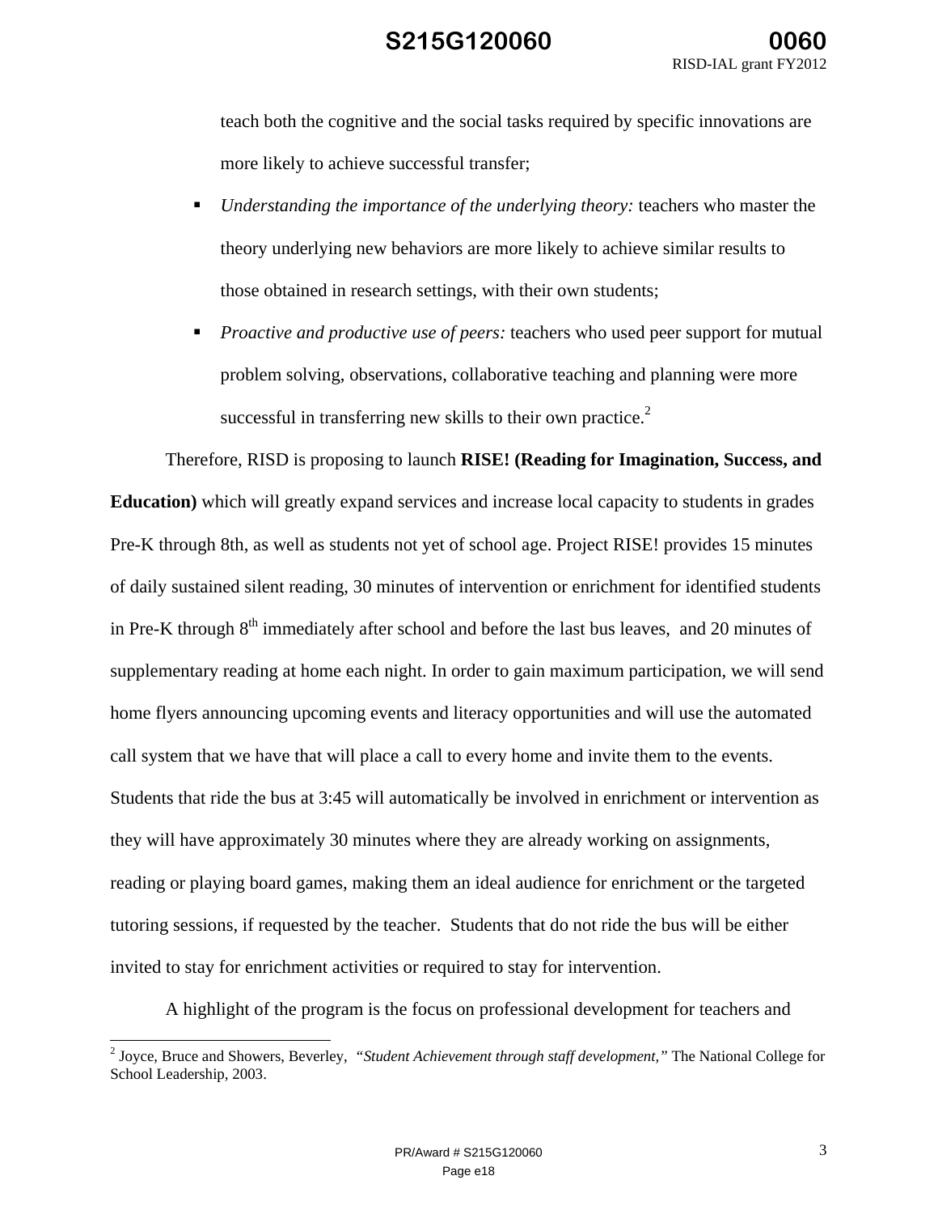teach both the cognitive and the social tasks required by specific innovations are more likely to achieve successful transfer;

- *Understanding the importance of the underlying theory:* teachers who master the theory underlying new behaviors are more likely to achieve similar results to those obtained in research settings, with their own students;
- *Proactive and productive use of peers:* teachers who used peer support for mutual problem solving, observations, collaborative teaching and planning were more successful in transferring new skills to their own practice.[2]

Therefore, RISD is proposing to launch **RISE! (Reading for Imagination, Success, and Education)** which will greatly expand services and increase local capacity to students in grades Pre-K through 8th, as well as students not yet of school age. Project RISE! provides 15 minutes of daily sustained silent reading, 30 minutes of intervention or enrichment for identified students in Pre-K through 8th immediately after school and before the last bus leaves, and 20 minutes of supplementary reading at home each night. In order to gain maximum participation, we will send home flyers announcing upcoming events and literacy opportunities and will use the automated call system that we have that will place a call to every home and invite them to the events. Students that ride the bus at 3:45 will automatically be involved in enrichment or intervention as they will have approximately 30 minutes where they are already working on assignments, reading or playing board games, making them an ideal audience for enrichment or the targeted tutoring sessions, if requested by the teacher. Students that do not ride the bus will be either invited to stay for enrichment activities or required to stay for intervention.

A highlight of the program is the focus on professional development for teachers and

[2] Joyce, Bruce and Showers, Beverley, *"Student Achievement through staff development,"* The National College for School Leadership, 2003.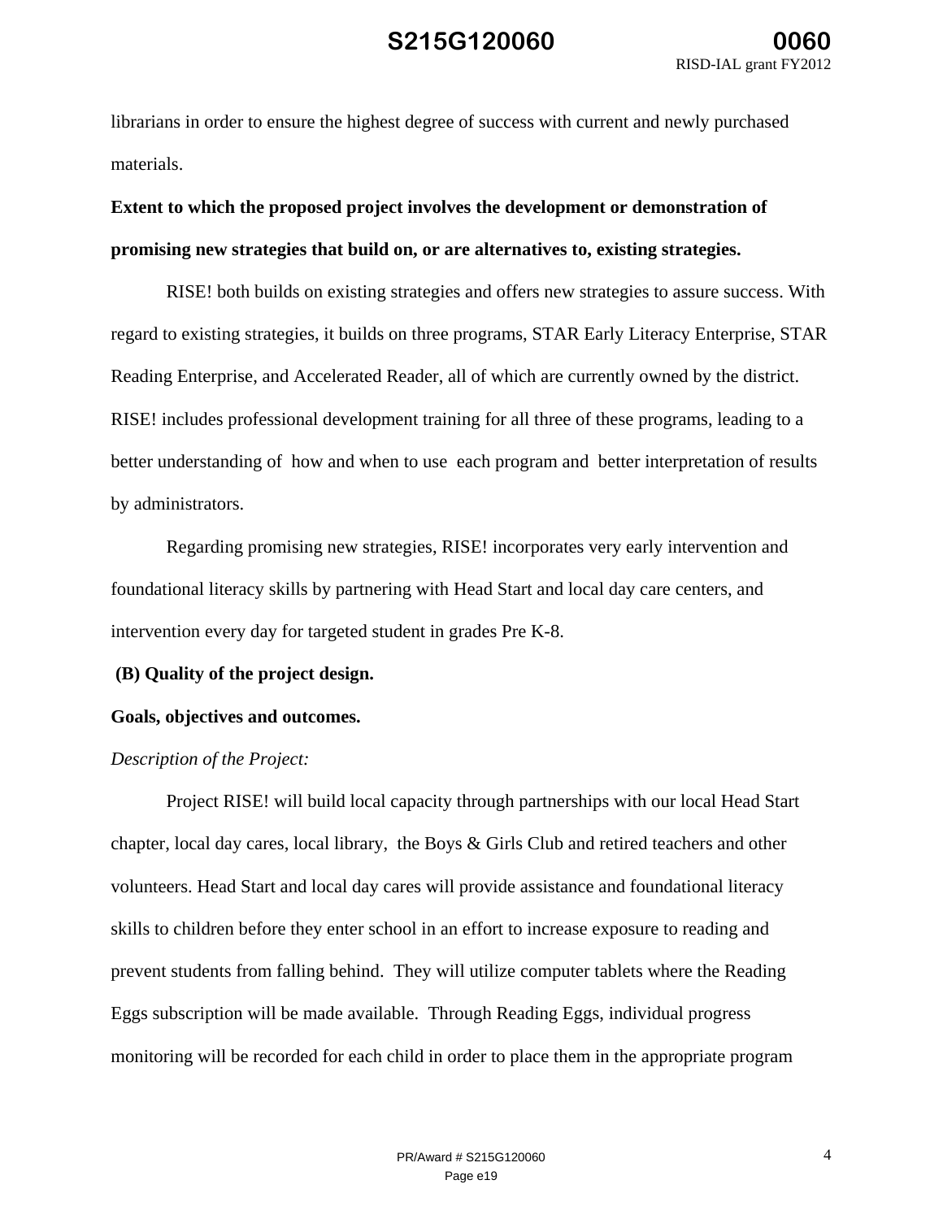librarians in order to ensure the highest degree of success with current and newly purchased materials.

**Extent to which the proposed project involves the development or demonstration of promising new strategies that build on, or are alternatives to, existing strategies.**

RISE! both builds on existing strategies and offers new strategies to assure success. With regard to existing strategies, it builds on three programs, STAR Early Literacy Enterprise, STAR Reading Enterprise, and Accelerated Reader, all of which are currently owned by the district. RISE! includes professional development training for all three of these programs, leading to a better understanding of how and when to use each program and better interpretation of results by administrators.

Regarding promising new strategies, RISE! incorporates very early intervention and foundational literacy skills by partnering with Head Start and local day care centers, and intervention every day for targeted student in grades Pre K-8.

**(B) Quality of the project design.**

**Goals, objectives and outcomes.**

*Description of the Project:*

Project RISE! will build local capacity through partnerships with our local Head Start chapter, local day cares, local library, the Boys & Girls Club and retired teachers and other volunteers. Head Start and local day cares will provide assistance and foundational literacy skills to children before they enter school in an effort to increase exposure to reading and prevent students from falling behind. They will utilize computer tablets where the Reading Eggs subscription will be made available. Through Reading Eggs, individual progress monitoring will be recorded for each child in order to place them in the appropriate program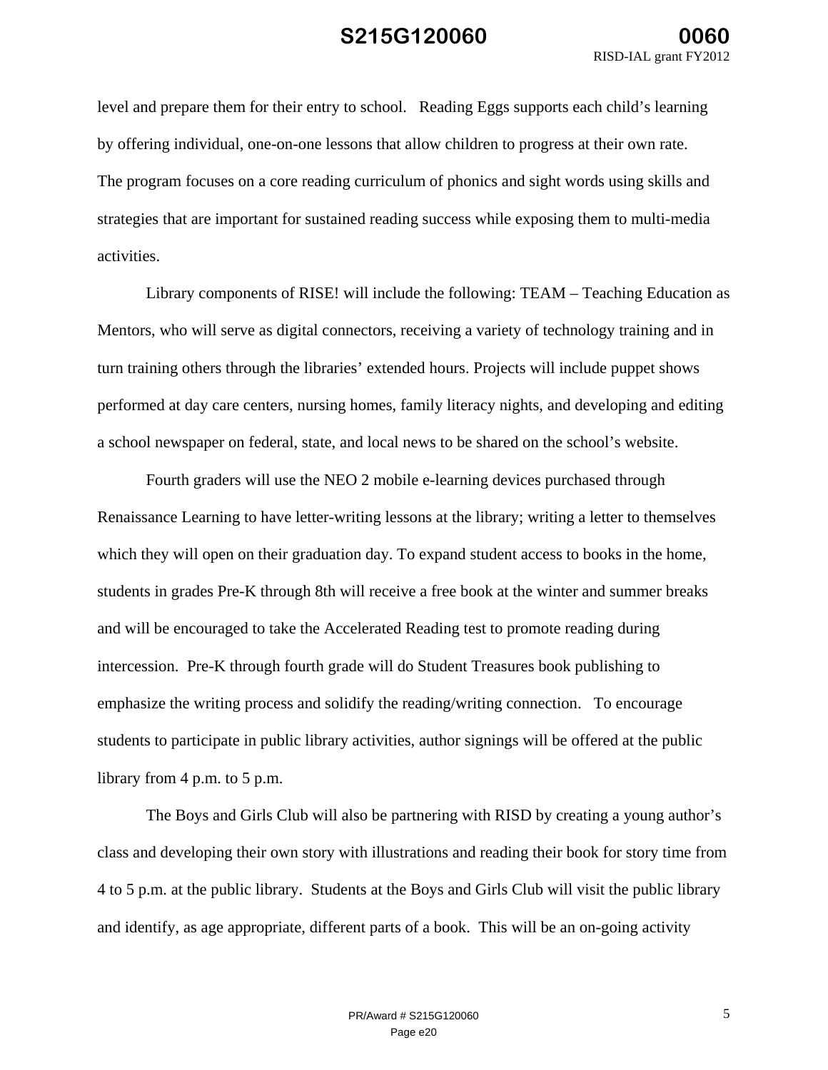level and prepare them for their entry to school. Reading Eggs supports each child's learning by offering individual, one-on-one lessons that allow children to progress at their own rate. The program focuses on a core reading curriculum of phonics and sight words using skills and strategies that are important for sustained reading success while exposing them to multi-media activities.

Library components of RISE! will include the following: TEAM – Teaching Education as Mentors, who will serve as digital connectors, receiving a variety of technology training and in turn training others through the libraries' extended hours. Projects will include puppet shows performed at day care centers, nursing homes, family literacy nights, and developing and editing a school newspaper on federal, state, and local news to be shared on the school's website.

Fourth graders will use the NEO 2 mobile e-learning devices purchased through Renaissance Learning to have letter-writing lessons at the library; writing a letter to themselves which they will open on their graduation day. To expand student access to books in the home, students in grades Pre-K through 8th will receive a free book at the winter and summer breaks and will be encouraged to take the Accelerated Reading test to promote reading during intercession. Pre-K through fourth grade will do Student Treasures book publishing to emphasize the writing process and solidify the reading/writing connection. To encourage students to participate in public library activities, author signings will be offered at the public library from 4 p.m. to 5 p.m.

The Boys and Girls Club will also be partnering with RISD by creating a young author's class and developing their own story with illustrations and reading their book for story time from 4 to 5 p.m. at the public library. Students at the Boys and Girls Club will visit the public library and identify, as age appropriate, different parts of a book. This will be an on-going activity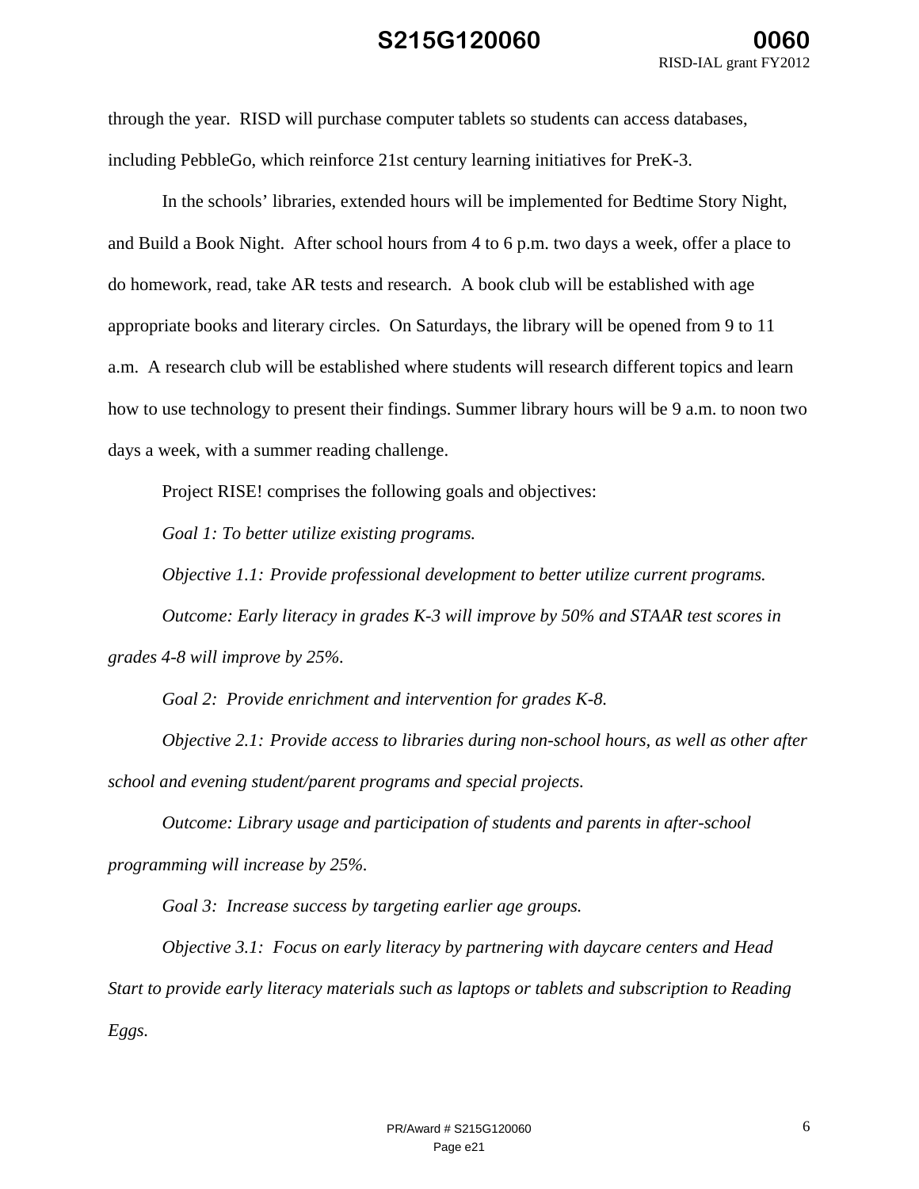through the year. RISD will purchase computer tablets so students can access databases, including PebbleGo, which reinforce 21st century learning initiatives for PreK-3.

In the schools' libraries, extended hours will be implemented for Bedtime Story Night, and Build a Book Night. After school hours from 4 to 6 p.m. two days a week, offer a place to do homework, read, take AR tests and research. A book club will be established with age appropriate books and literary circles. On Saturdays, the library will be opened from 9 to 11 a.m. A research club will be established where students will research different topics and learn how to use technology to present their findings. Summer library hours will be 9 a.m. to noon two days a week, with a summer reading challenge.

Project RISE! comprises the following goals and objectives:

*Goal 1: To better utilize existing programs.*

*Objective 1.1: Provide professional development to better utilize current programs.*

*Outcome: Early literacy in grades K-3 will improve by 50% and STAAR test scores in grades 4-8 will improve by 25%.*

*Goal 2: Provide enrichment and intervention for grades K-8.*

*Objective 2.1: Provide access to libraries during non-school hours, as well as other after school and evening student/parent programs and special projects.*

*Outcome: Library usage and participation of students and parents in after-school programming will increase by 25%.*

*Goal 3: Increase success by targeting earlier age groups.*

*Objective 3.1: Focus on early literacy by partnering with daycare centers and Head Start to provide early literacy materials such as laptops or tablets and subscription to Reading Eggs.*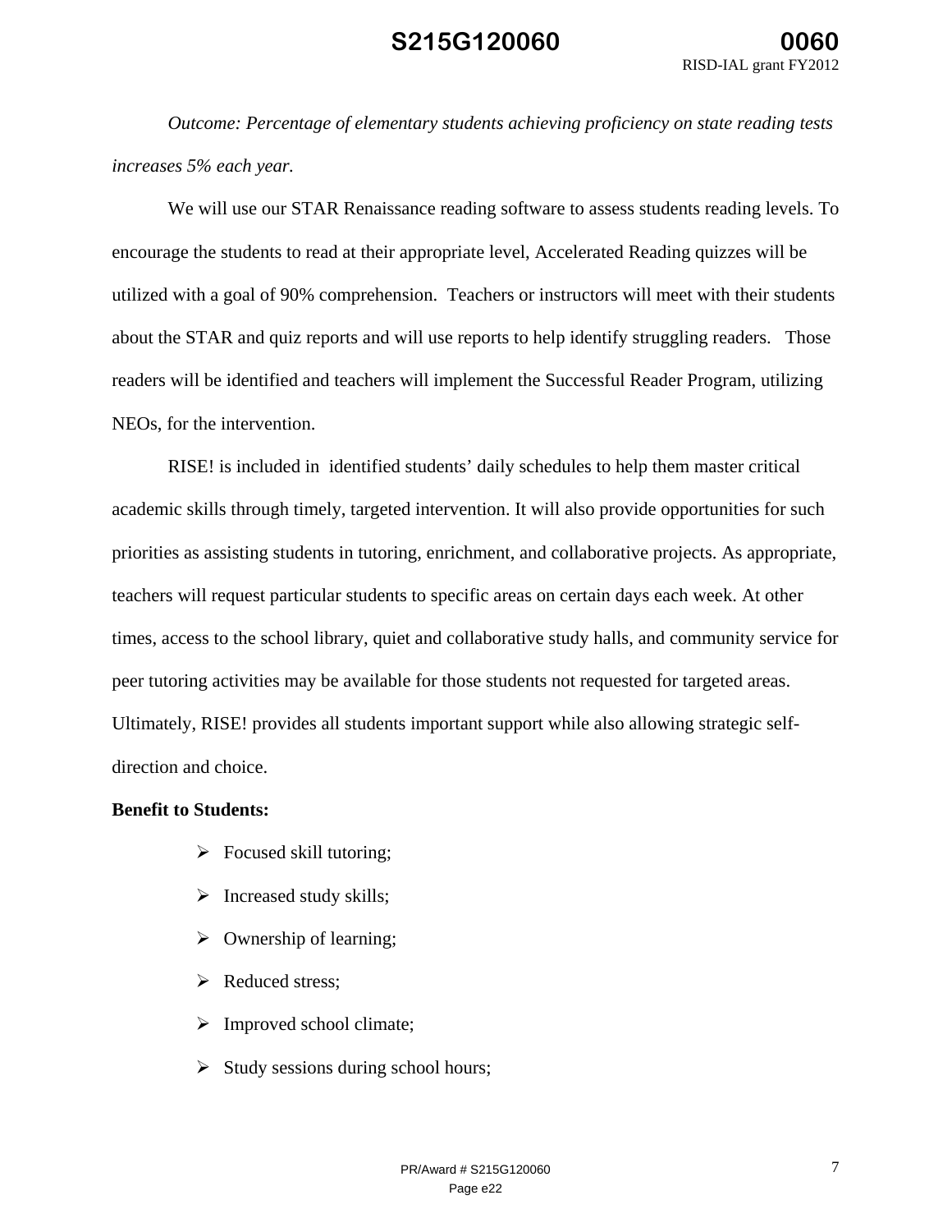*Outcome: Percentage of elementary students achieving proficiency on state reading tests increases 5% each year.*

We will use our STAR Renaissance reading software to assess students reading levels. To encourage the students to read at their appropriate level, Accelerated Reading quizzes will be utilized with a goal of 90% comprehension. Teachers or instructors will meet with their students about the STAR and quiz reports and will use reports to help identify struggling readers. Those readers will be identified and teachers will implement the Successful Reader Program, utilizing NEOs, for the intervention.

RISE! is included in identified students' daily schedules to help them master critical academic skills through timely, targeted intervention. It will also provide opportunities for such priorities as assisting students in tutoring, enrichment, and collaborative projects. As appropriate, teachers will request particular students to specific areas on certain days each week. At other times, access to the school library, quiet and collaborative study halls, and community service for peer tutoring activities may be available for those students not requested for targeted areas. Ultimately, RISE! provides all students important support while also allowing strategic self-direction and choice.

**Benefit to Students:**

- Focused skill tutoring;
- Increased study skills;
- Ownership of learning;
- Reduced stress;
- Improved school climate;
- Study sessions during school hours;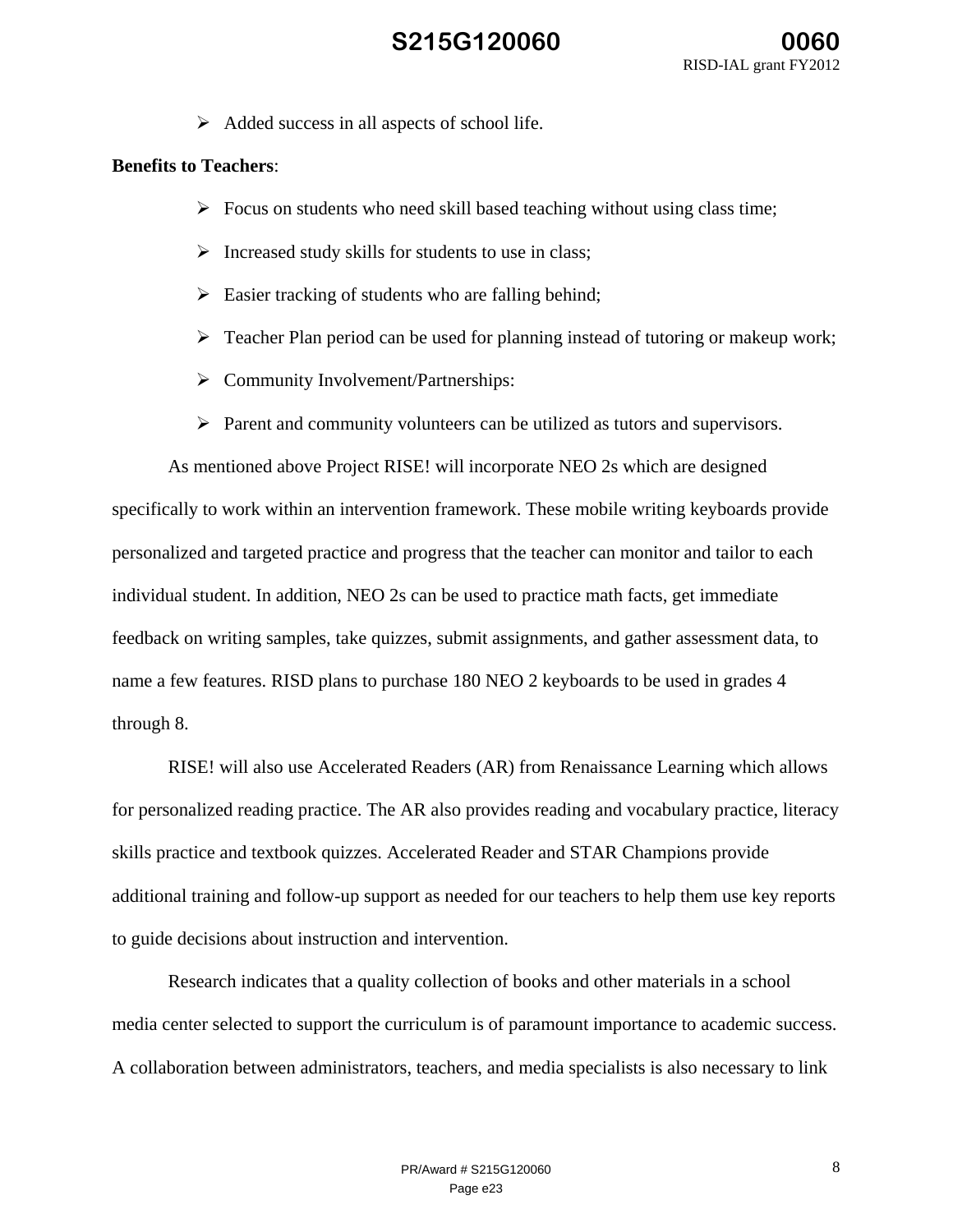- Added success in all aspects of school life.

**Benefits to Teachers**:

- Focus on students who need skill based teaching without using class time;
- Increased study skills for students to use in class;
- Easier tracking of students who are falling behind;
- Teacher Plan period can be used for planning instead of tutoring or makeup work;
- Community Involvement/Partnerships:
- Parent and community volunteers can be utilized as tutors and supervisors.

As mentioned above Project RISE! will incorporate NEO 2s which are designed specifically to work within an intervention framework. These mobile writing keyboards provide personalized and targeted practice and progress that the teacher can monitor and tailor to each individual student. In addition, NEO 2s can be used to practice math facts, get immediate feedback on writing samples, take quizzes, submit assignments, and gather assessment data, to name a few features. RISD plans to purchase 180 NEO 2 keyboards to be used in grades 4 through 8.

RISE! will also use Accelerated Readers (AR) from Renaissance Learning which allows for personalized reading practice. The AR also provides reading and vocabulary practice, literacy skills practice and textbook quizzes. Accelerated Reader and STAR Champions provide additional training and follow-up support as needed for our teachers to help them use key reports to guide decisions about instruction and intervention.

Research indicates that a quality collection of books and other materials in a school media center selected to support the curriculum is of paramount importance to academic success. A collaboration between administrators, teachers, and media specialists is also necessary to link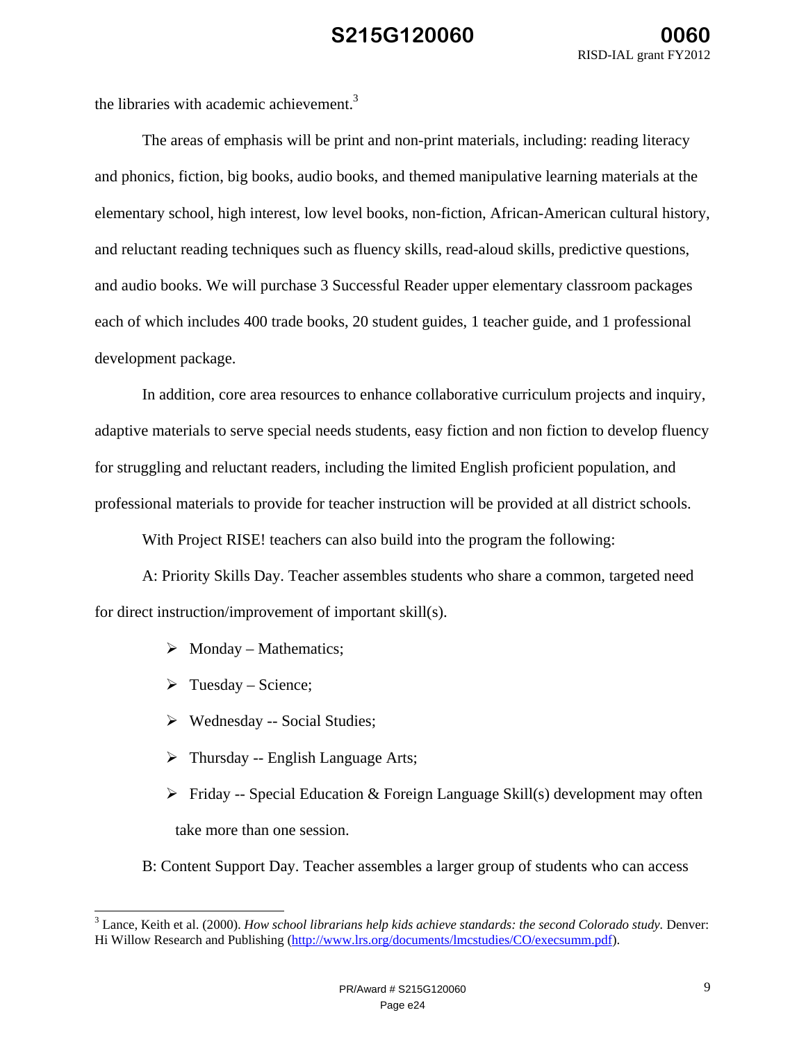the libraries with academic achievement.[3]

The areas of emphasis will be print and non-print materials, including: reading literacy and phonics, fiction, big books, audio books, and themed manipulative learning materials at the elementary school, high interest, low level books, non-fiction, African-American cultural history, and reluctant reading techniques such as fluency skills, read-aloud skills, predictive questions, and audio books. We will purchase 3 Successful Reader upper elementary classroom packages each of which includes 400 trade books, 20 student guides, 1 teacher guide, and 1 professional development package.

In addition, core area resources to enhance collaborative curriculum projects and inquiry, adaptive materials to serve special needs students, easy fiction and non fiction to develop fluency for struggling and reluctant readers, including the limited English proficient population, and professional materials to provide for teacher instruction will be provided at all district schools.

With Project RISE! teachers can also build into the program the following:

A: Priority Skills Day. Teacher assembles students who share a common, targeted need for direct instruction/improvement of important skill(s).

- Monday – Mathematics;
- Tuesday – Science;
- Wednesday -- Social Studies;
- Thursday -- English Language Arts;
- Friday -- Special Education & Foreign Language Skill(s) development may often take more than one session.

B: Content Support Day. Teacher assembles a larger group of students who can access

---

[3] Lance, Keith et al. (2000). *How school librarians help kids achieve standards: the second Colorado study.* Denver: Hi Willow Research and Publishing (http://www.lrs.org/documents/lmcstudies/CO/execsumm.pdf).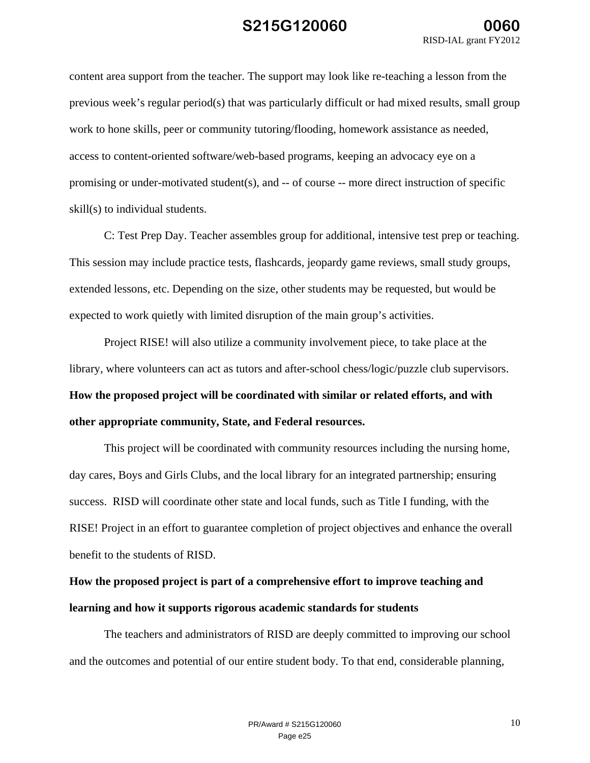content area support from the teacher. The support may look like re-teaching a lesson from the previous week's regular period(s) that was particularly difficult or had mixed results, small group work to hone skills, peer or community tutoring/flooding, homework assistance as needed, access to content-oriented software/web-based programs, keeping an advocacy eye on a promising or under-motivated student(s), and -- of course -- more direct instruction of specific skill(s) to individual students.

C: Test Prep Day. Teacher assembles group for additional, intensive test prep or teaching. This session may include practice tests, flashcards, jeopardy game reviews, small study groups, extended lessons, etc. Depending on the size, other students may be requested, but would be expected to work quietly with limited disruption of the main group's activities.

Project RISE! will also utilize a community involvement piece, to take place at the library, where volunteers can act as tutors and after-school chess/logic/puzzle club supervisors.

**How the proposed project will be coordinated with similar or related efforts, and with other appropriate community, State, and Federal resources.**

This project will be coordinated with community resources including the nursing home, day cares, Boys and Girls Clubs, and the local library for an integrated partnership; ensuring success. RISD will coordinate other state and local funds, such as Title I funding, with the RISE! Project in an effort to guarantee completion of project objectives and enhance the overall benefit to the students of RISD.

**How the proposed project is part of a comprehensive effort to improve teaching and learning and how it supports rigorous academic standards for students**

The teachers and administrators of RISD are deeply committed to improving our school and the outcomes and potential of our entire student body. To that end, considerable planning,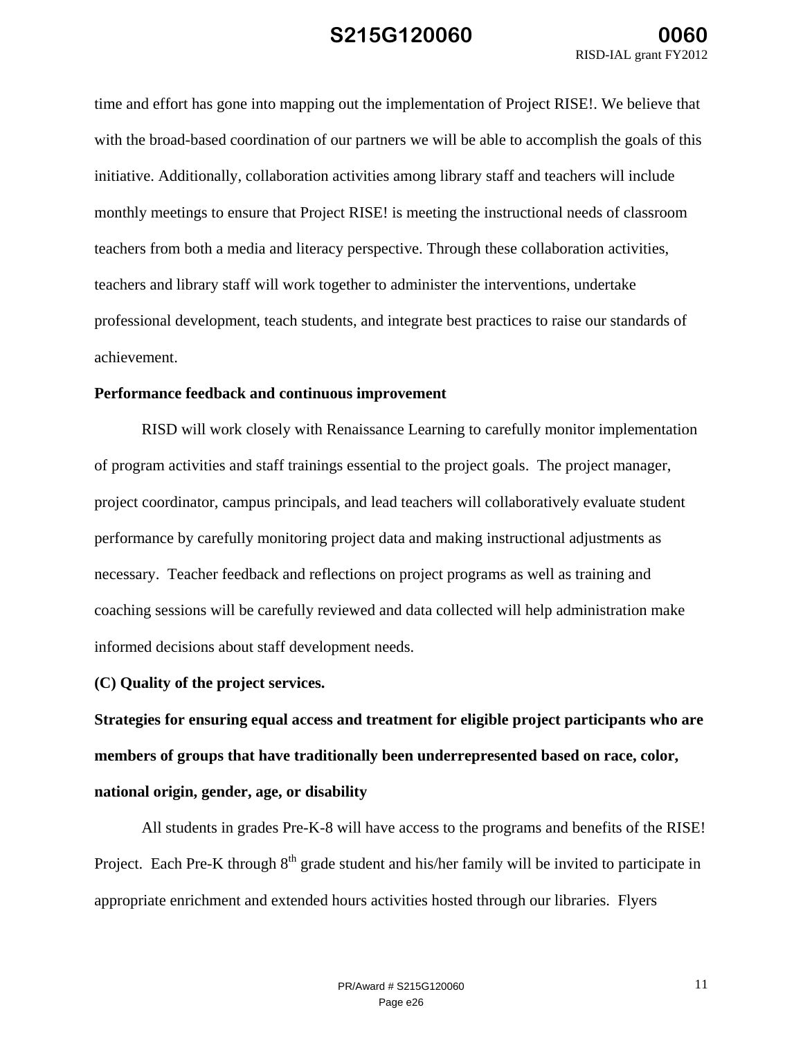time and effort has gone into mapping out the implementation of Project RISE!. We believe that with the broad-based coordination of our partners we will be able to accomplish the goals of this initiative. Additionally, collaboration activities among library staff and teachers will include monthly meetings to ensure that Project RISE! is meeting the instructional needs of classroom teachers from both a media and literacy perspective. Through these collaboration activities, teachers and library staff will work together to administer the interventions, undertake professional development, teach students, and integrate best practices to raise our standards of achievement.

**Performance feedback and continuous improvement**

RISD will work closely with Renaissance Learning to carefully monitor implementation of program activities and staff trainings essential to the project goals. The project manager, project coordinator, campus principals, and lead teachers will collaboratively evaluate student performance by carefully monitoring project data and making instructional adjustments as necessary. Teacher feedback and reflections on project programs as well as training and coaching sessions will be carefully reviewed and data collected will help administration make informed decisions about staff development needs.

**(C) Quality of the project services.**

**Strategies for ensuring equal access and treatment for eligible project participants who are members of groups that have traditionally been underrepresented based on race, color, national origin, gender, age, or disability**

All students in grades Pre-K-8 will have access to the programs and benefits of the RISE! Project. Each Pre-K through 8th grade student and his/her family will be invited to participate in appropriate enrichment and extended hours activities hosted through our libraries. Flyers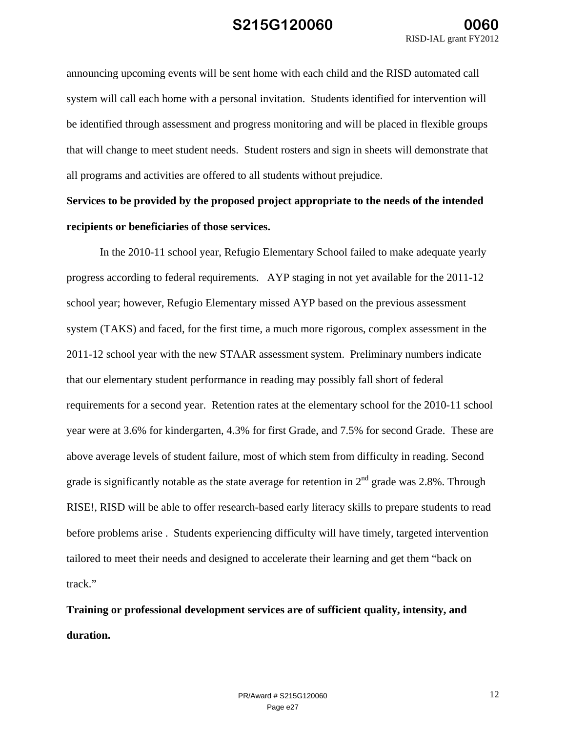announcing upcoming events will be sent home with each child and the RISD automated call system will call each home with a personal invitation. Students identified for intervention will be identified through assessment and progress monitoring and will be placed in flexible groups that will change to meet student needs. Student rosters and sign in sheets will demonstrate that all programs and activities are offered to all students without prejudice.

**Services to be provided by the proposed project appropriate to the needs of the intended recipients or beneficiaries of those services.**

In the 2010-11 school year, Refugio Elementary School failed to make adequate yearly progress according to federal requirements. AYP staging in not yet available for the 2011-12 school year; however, Refugio Elementary missed AYP based on the previous assessment system (TAKS) and faced, for the first time, a much more rigorous, complex assessment in the 2011-12 school year with the new STAAR assessment system. Preliminary numbers indicate that our elementary student performance in reading may possibly fall short of federal requirements for a second year. Retention rates at the elementary school for the 2010-11 school year were at 3.6% for kindergarten, 4.3% for first Grade, and 7.5% for second Grade. These are above average levels of student failure, most of which stem from difficulty in reading. Second grade is significantly notable as the state average for retention in 2nd grade was 2.8%. Through RISE!, RISD will be able to offer research-based early literacy skills to prepare students to read before problems arise . Students experiencing difficulty will have timely, targeted intervention tailored to meet their needs and designed to accelerate their learning and get them "back on track."

**Training or professional development services are of sufficient quality, intensity, and duration.**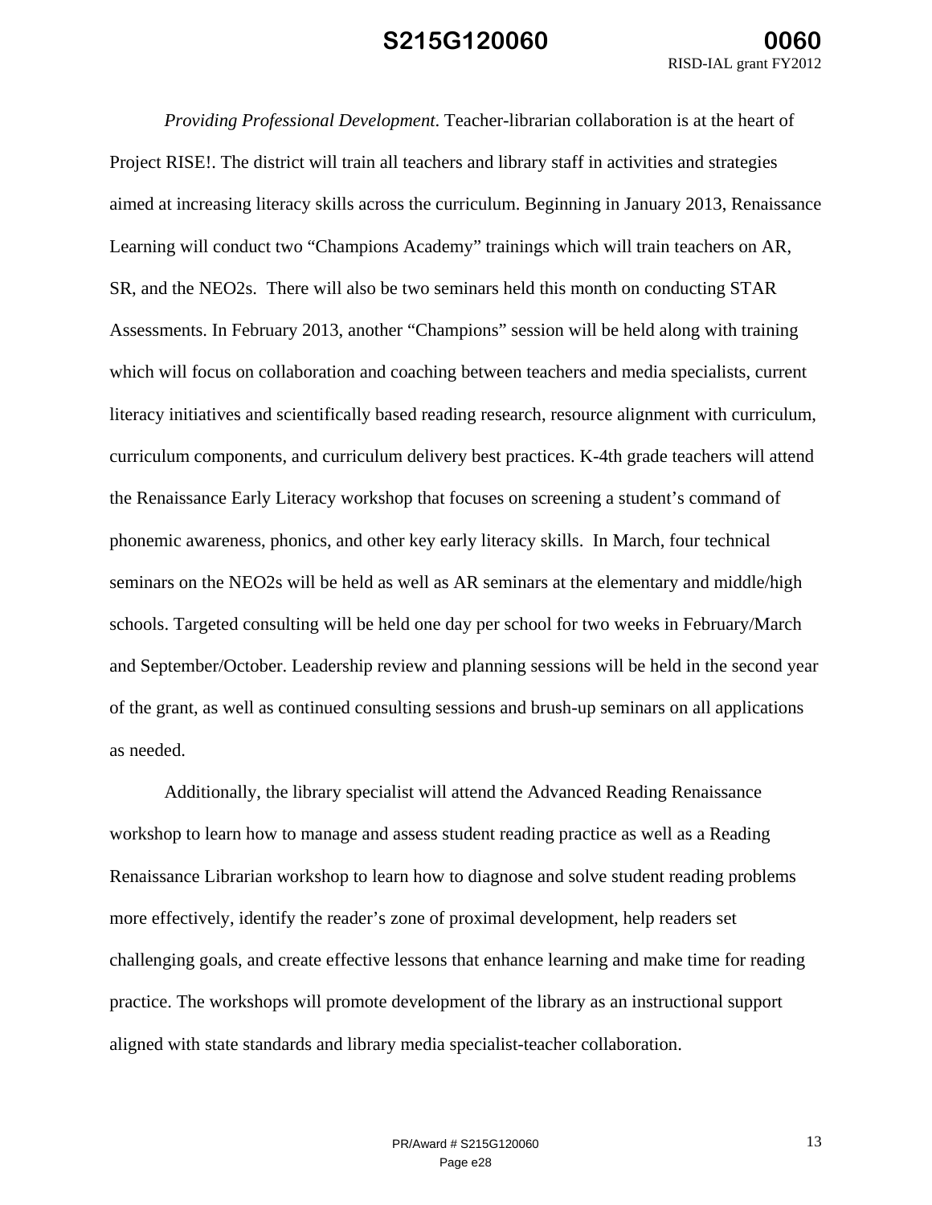*Providing Professional Development*. Teacher-librarian collaboration is at the heart of Project RISE!. The district will train all teachers and library staff in activities and strategies aimed at increasing literacy skills across the curriculum. Beginning in January 2013, Renaissance Learning will conduct two "Champions Academy" trainings which will train teachers on AR, SR, and the NEO2s. There will also be two seminars held this month on conducting STAR Assessments. In February 2013, another "Champions" session will be held along with training which will focus on collaboration and coaching between teachers and media specialists, current literacy initiatives and scientifically based reading research, resource alignment with curriculum, curriculum components, and curriculum delivery best practices. K-4th grade teachers will attend the Renaissance Early Literacy workshop that focuses on screening a student's command of phonemic awareness, phonics, and other key early literacy skills. In March, four technical seminars on the NEO2s will be held as well as AR seminars at the elementary and middle/high schools. Targeted consulting will be held one day per school for two weeks in February/March and September/October. Leadership review and planning sessions will be held in the second year of the grant, as well as continued consulting sessions and brush-up seminars on all applications as needed.

Additionally, the library specialist will attend the Advanced Reading Renaissance workshop to learn how to manage and assess student reading practice as well as a Reading Renaissance Librarian workshop to learn how to diagnose and solve student reading problems more effectively, identify the reader's zone of proximal development, help readers set challenging goals, and create effective lessons that enhance learning and make time for reading practice. The workshops will promote development of the library as an instructional support aligned with state standards and library media specialist-teacher collaboration.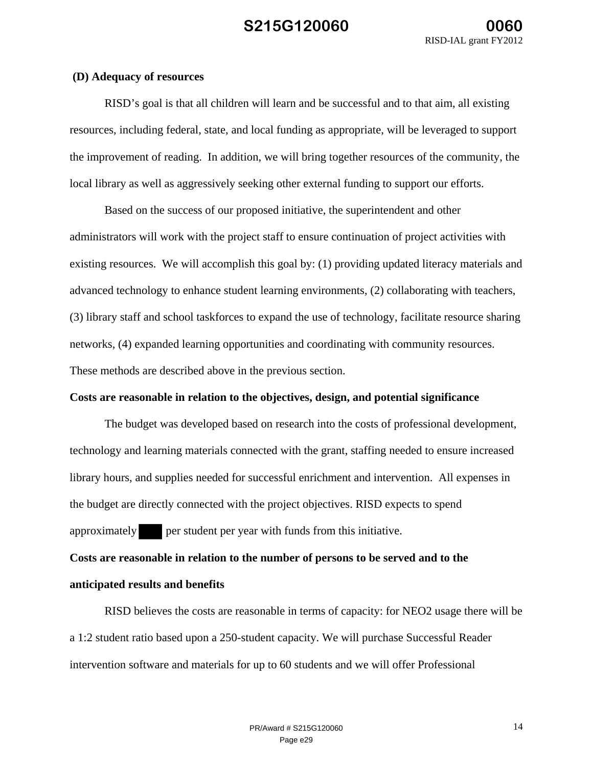**(D) Adequacy of resources**

RISD's goal is that all children will learn and be successful and to that aim, all existing resources, including federal, state, and local funding as appropriate, will be leveraged to support the improvement of reading. In addition, we will bring together resources of the community, the local library as well as aggressively seeking other external funding to support our efforts.

Based on the success of our proposed initiative, the superintendent and other administrators will work with the project staff to ensure continuation of project activities with existing resources. We will accomplish this goal by: (1) providing updated literacy materials and advanced technology to enhance student learning environments, (2) collaborating with teachers, (3) library staff and school taskforces to expand the use of technology, facilitate resource sharing networks, (4) expanded learning opportunities and coordinating with community resources. These methods are described above in the previous section.

**Costs are reasonable in relation to the objectives, design, and potential significance**

The budget was developed based on research into the costs of professional development, technology and learning materials connected with the grant, staffing needed to ensure increased library hours, and supplies needed for successful enrichment and intervention. All expenses in the budget are directly connected with the project objectives. RISD expects to spend approximately ███ per student per year with funds from this initiative.

**Costs are reasonable in relation to the number of persons to be served and to the anticipated results and benefits**

RISD believes the costs are reasonable in terms of capacity: for NEO2 usage there will be a 1:2 student ratio based upon a 250-student capacity. We will purchase Successful Reader intervention software and materials for up to 60 students and we will offer Professional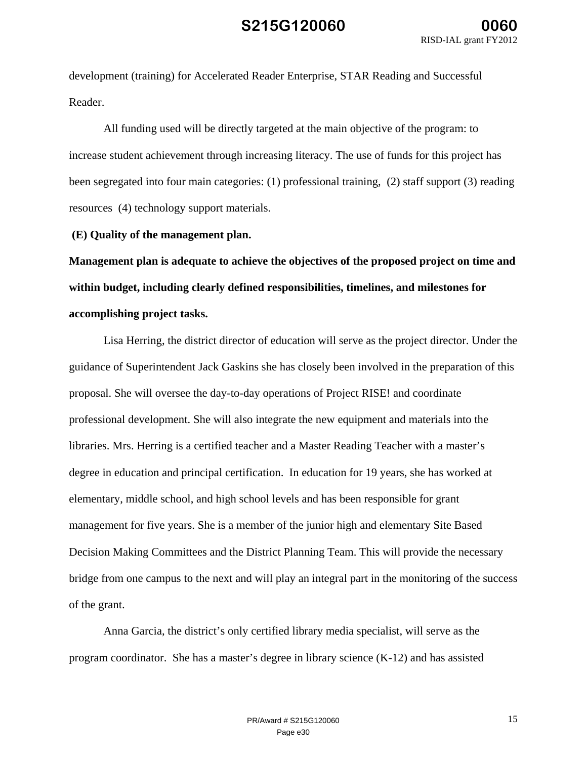development (training) for Accelerated Reader Enterprise, STAR Reading and Successful Reader.

All funding used will be directly targeted at the main objective of the program: to increase student achievement through increasing literacy. The use of funds for this project has been segregated into four main categories: (1) professional training, (2) staff support (3) reading resources (4) technology support materials.

**(E) Quality of the management plan.**

**Management plan is adequate to achieve the objectives of the proposed project on time and within budget, including clearly defined responsibilities, timelines, and milestones for accomplishing project tasks.**

Lisa Herring, the district director of education will serve as the project director. Under the guidance of Superintendent Jack Gaskins she has closely been involved in the preparation of this proposal. She will oversee the day-to-day operations of Project RISE! and coordinate professional development. She will also integrate the new equipment and materials into the libraries. Mrs. Herring is a certified teacher and a Master Reading Teacher with a master's degree in education and principal certification. In education for 19 years, she has worked at elementary, middle school, and high school levels and has been responsible for grant management for five years. She is a member of the junior high and elementary Site Based Decision Making Committees and the District Planning Team. This will provide the necessary bridge from one campus to the next and will play an integral part in the monitoring of the success of the grant.

Anna Garcia, the district's only certified library media specialist, will serve as the program coordinator. She has a master's degree in library science (K-12) and has assisted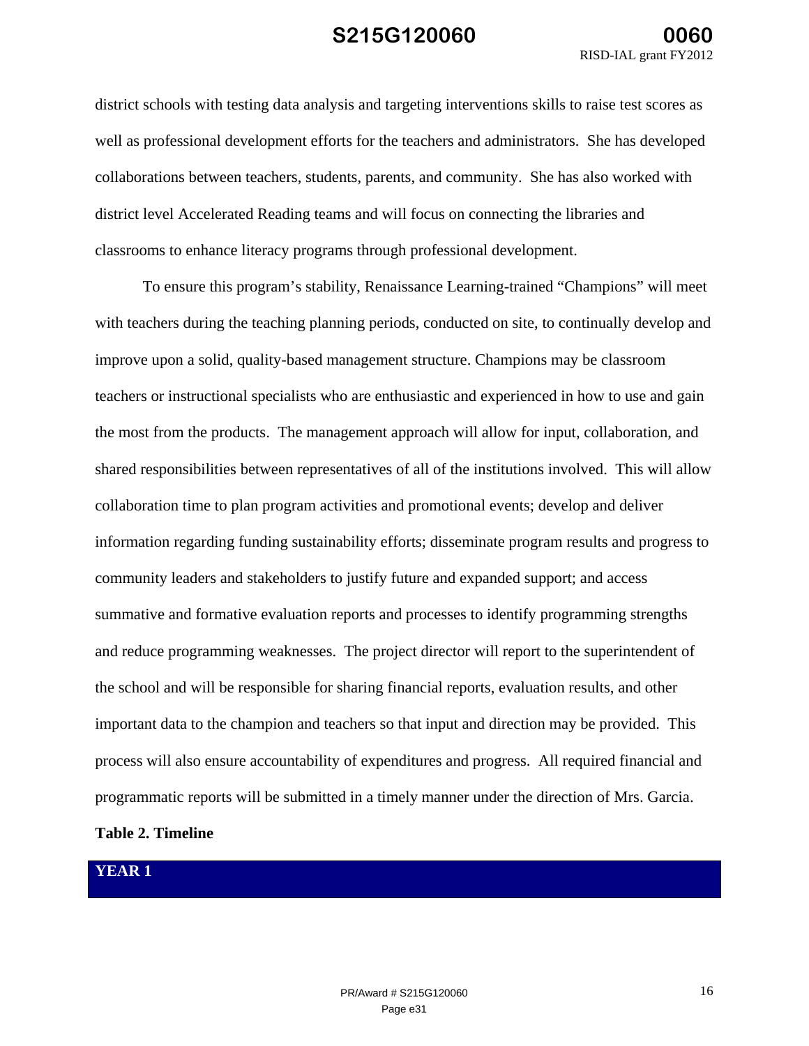district schools with testing data analysis and targeting interventions skills to raise test scores as well as professional development efforts for the teachers and administrators. She has developed collaborations between teachers, students, parents, and community. She has also worked with district level Accelerated Reading teams and will focus on connecting the libraries and classrooms to enhance literacy programs through professional development.

To ensure this program's stability, Renaissance Learning-trained "Champions" will meet with teachers during the teaching planning periods, conducted on site, to continually develop and improve upon a solid, quality-based management structure. Champions may be classroom teachers or instructional specialists who are enthusiastic and experienced in how to use and gain the most from the products. The management approach will allow for input, collaboration, and shared responsibilities between representatives of all of the institutions involved. This will allow collaboration time to plan program activities and promotional events; develop and deliver information regarding funding sustainability efforts; disseminate program results and progress to community leaders and stakeholders to justify future and expanded support; and access summative and formative evaluation reports and processes to identify programming strengths and reduce programming weaknesses. The project director will report to the superintendent of the school and will be responsible for sharing financial reports, evaluation results, and other important data to the champion and teachers so that input and direction may be provided. This process will also ensure accountability of expenditures and progress. All required financial and programmatic reports will be submitted in a timely manner under the direction of Mrs. Garcia.

**Table 2. Timeline**

| **YEAR 1** |
| --- |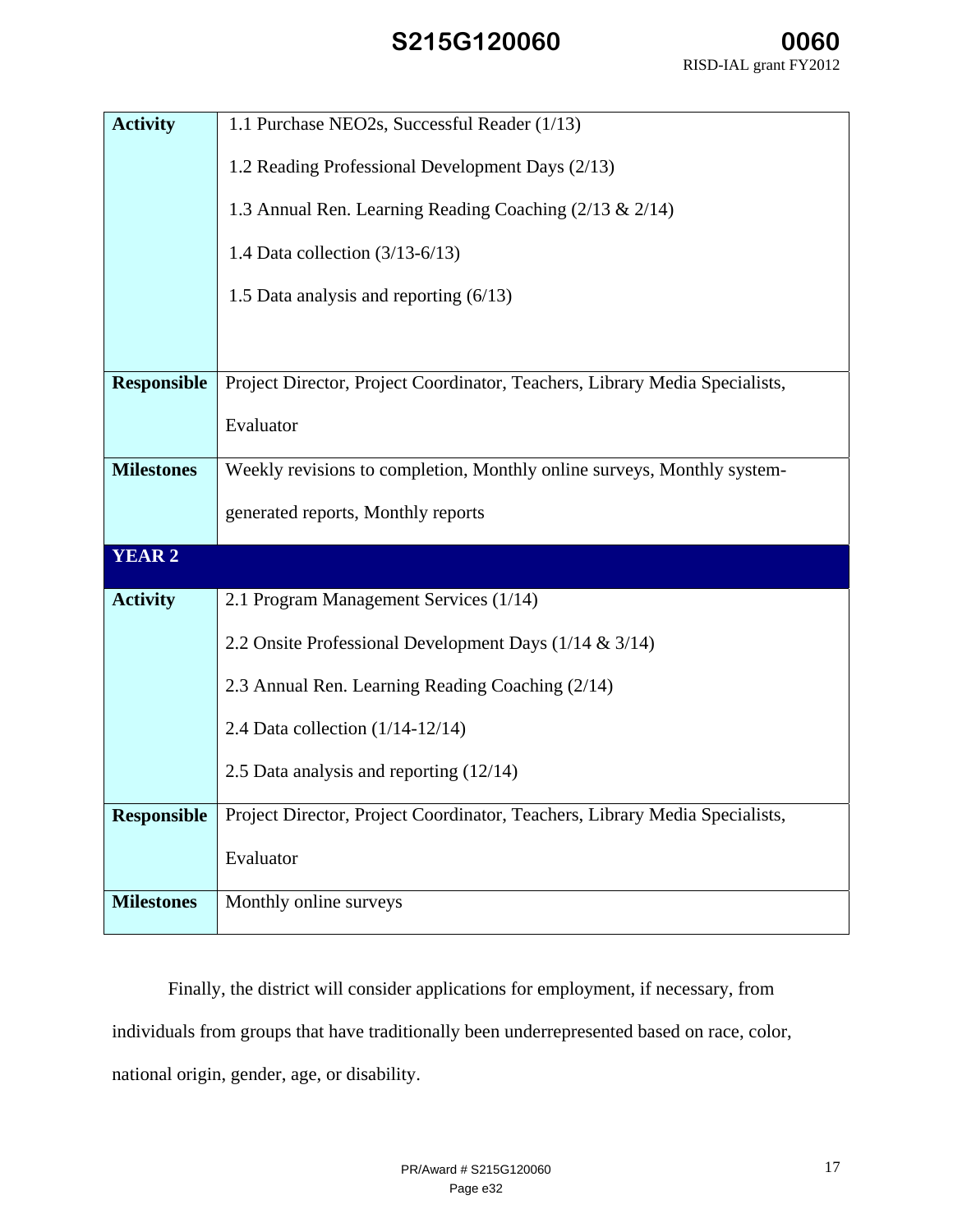| | |
|---|---|
| **Activity** | 1.1 Purchase NEO2s, Successful Reader (1/13)<br>1.2 Reading Professional Development Days (2/13)<br>1.3 Annual Ren. Learning Reading Coaching (2/13 & 2/14)<br>1.4 Data collection (3/13-6/13)<br>1.5 Data analysis and reporting (6/13) |
| **Responsible** | Project Director, Project Coordinator, Teachers, Library Media Specialists, Evaluator |
| **Milestones** | Weekly revisions to completion, Monthly online surveys, Monthly system-generated reports, Monthly reports |
| **YEAR 2** | |
| **Activity** | 2.1 Program Management Services (1/14)<br>2.2 Onsite Professional Development Days (1/14 & 3/14)<br>2.3 Annual Ren. Learning Reading Coaching (2/14)<br>2.4 Data collection (1/14-12/14)<br>2.5 Data analysis and reporting (12/14) |
| **Responsible** | Project Director, Project Coordinator, Teachers, Library Media Specialists, Evaluator |
| **Milestones** | Monthly online surveys |

Finally, the district will consider applications for employment, if necessary, from individuals from groups that have traditionally been underrepresented based on race, color, national origin, gender, age, or disability.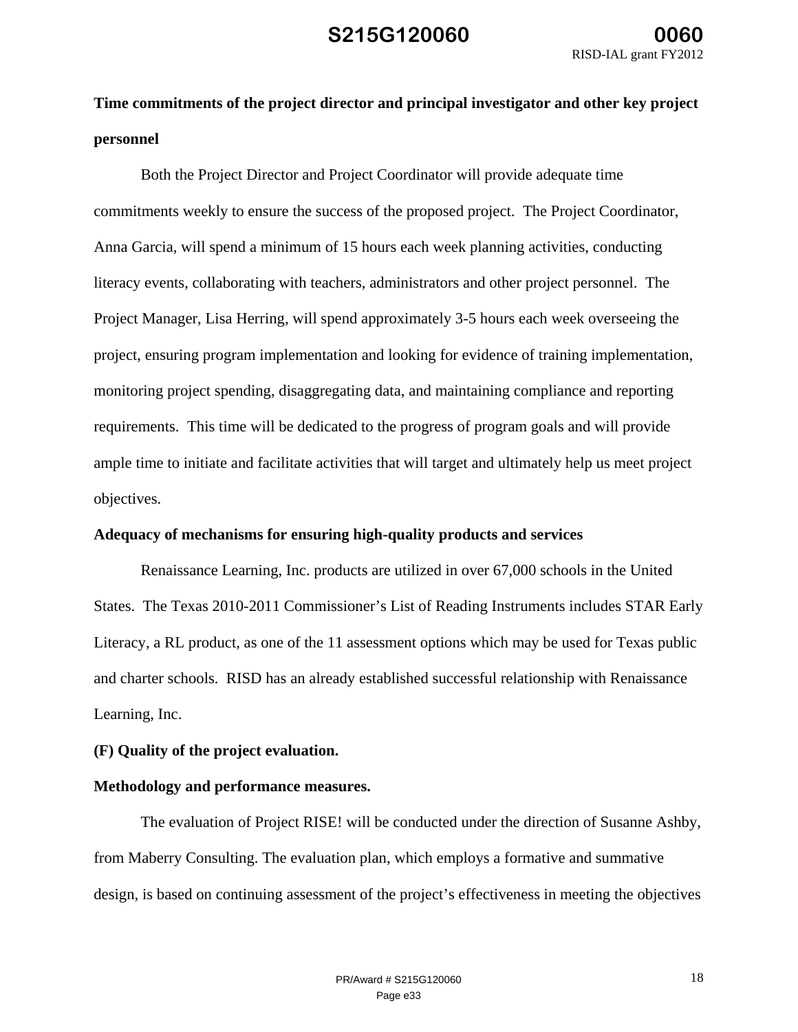**Time commitments of the project director and principal investigator and other key project personnel**

Both the Project Director and Project Coordinator will provide adequate time commitments weekly to ensure the success of the proposed project. The Project Coordinator, Anna Garcia, will spend a minimum of 15 hours each week planning activities, conducting literacy events, collaborating with teachers, administrators and other project personnel. The Project Manager, Lisa Herring, will spend approximately 3-5 hours each week overseeing the project, ensuring program implementation and looking for evidence of training implementation, monitoring project spending, disaggregating data, and maintaining compliance and reporting requirements. This time will be dedicated to the progress of program goals and will provide ample time to initiate and facilitate activities that will target and ultimately help us meet project objectives.

**Adequacy of mechanisms for ensuring high-quality products and services**

Renaissance Learning, Inc. products are utilized in over 67,000 schools in the United States. The Texas 2010-2011 Commissioner's List of Reading Instruments includes STAR Early Literacy, a RL product, as one of the 11 assessment options which may be used for Texas public and charter schools. RISD has an already established successful relationship with Renaissance Learning, Inc.

**(F) Quality of the project evaluation.**

**Methodology and performance measures.**

The evaluation of Project RISE! will be conducted under the direction of Susanne Ashby, from Maberry Consulting. The evaluation plan, which employs a formative and summative design, is based on continuing assessment of the project's effectiveness in meeting the objectives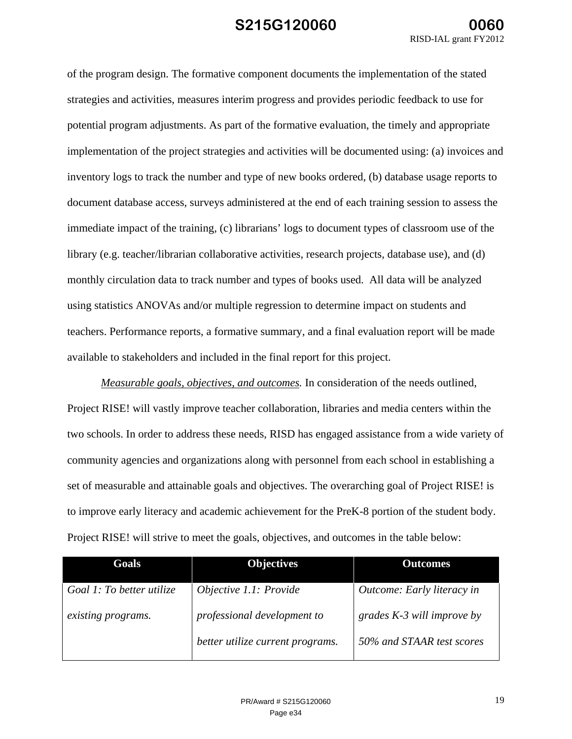of the program design. The formative component documents the implementation of the stated strategies and activities, measures interim progress and provides periodic feedback to use for potential program adjustments. As part of the formative evaluation, the timely and appropriate implementation of the project strategies and activities will be documented using: (a) invoices and inventory logs to track the number and type of new books ordered, (b) database usage reports to document database access, surveys administered at the end of each training session to assess the immediate impact of the training, (c) librarians' logs to document types of classroom use of the library (e.g. teacher/librarian collaborative activities, research projects, database use), and (d) monthly circulation data to track number and types of books used. All data will be analyzed using statistics ANOVAs and/or multiple regression to determine impact on students and teachers. Performance reports, a formative summary, and a final evaluation report will be made available to stakeholders and included in the final report for this project.

*Measurable goals, objectives, and outcomes.* In consideration of the needs outlined, Project RISE! will vastly improve teacher collaboration, libraries and media centers within the two schools. In order to address these needs, RISD has engaged assistance from a wide variety of community agencies and organizations along with personnel from each school in establishing a set of measurable and attainable goals and objectives. The overarching goal of Project RISE! is to improve early literacy and academic achievement for the PreK-8 portion of the student body. Project RISE! will strive to meet the goals, objectives, and outcomes in the table below:

| Goals | Objectives | Outcomes |
|---|---|---|
| *Goal 1: To better utilize existing programs.* | *Objective 1.1: Provide professional development to better utilize current programs.* | *Outcome: Early literacy in grades K-3 will improve by 50% and STAAR test scores* |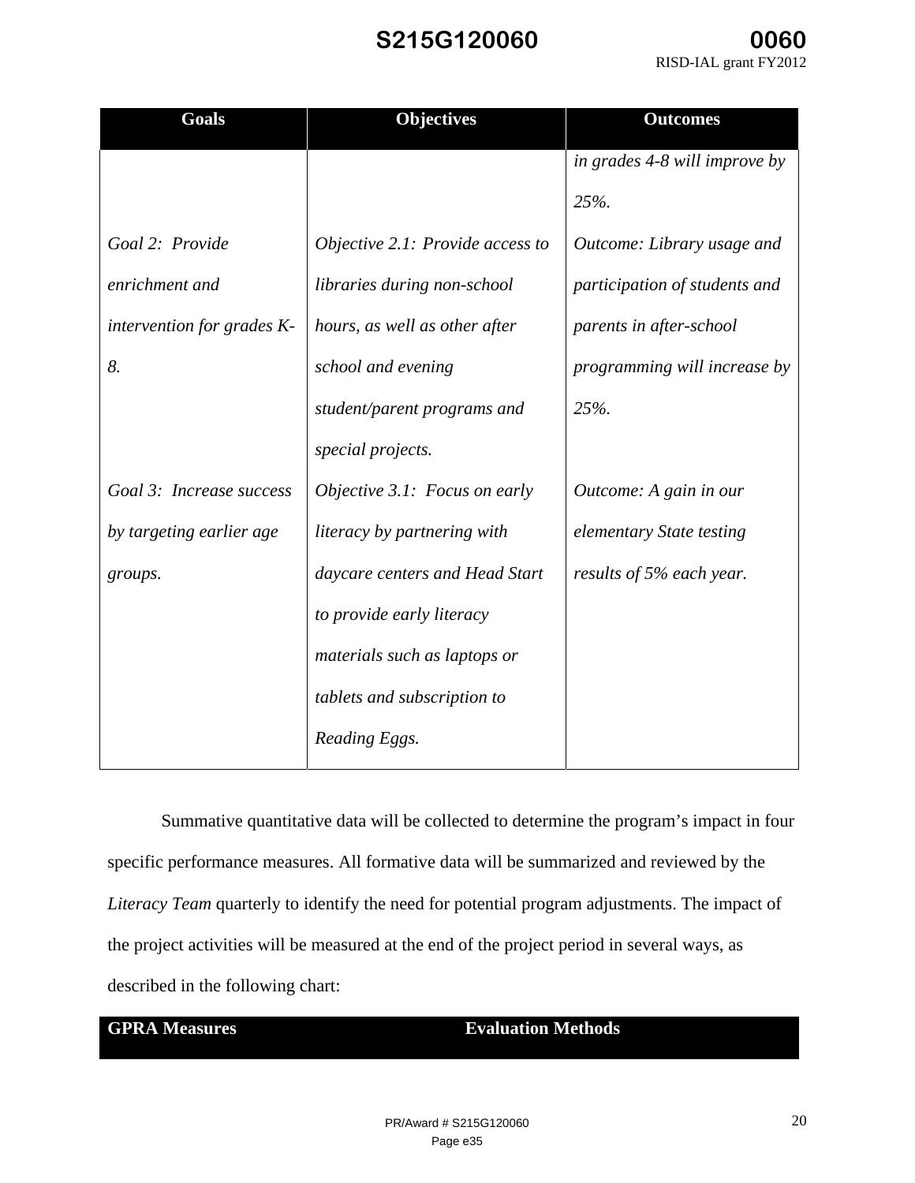| Goals | Objectives | Outcomes |
|---|---|---|
| | | *in grades 4-8 will improve by 25%.* |
| *Goal 2: Provide enrichment and intervention for grades K-8.* | *Objective 2.1: Provide access to libraries during non-school hours, as well as other after school and evening student/parent programs and special projects.* | *Outcome: Library usage and participation of students and parents in after-school programming will increase by 25%.* |
| *Goal 3: Increase success by targeting earlier age groups.* | *Objective 3.1: Focus on early literacy by partnering with daycare centers and Head Start to provide early literacy materials such as laptops or tablets and subscription to Reading Eggs.* | *Outcome: A gain in our elementary State testing results of 5% each year.* |

Summative quantitative data will be collected to determine the program's impact in four specific performance measures. All formative data will be summarized and reviewed by the *Literacy Team* quarterly to identify the need for potential program adjustments. The impact of the project activities will be measured at the end of the project period in several ways, as described in the following chart:

| GPRA Measures | Evaluation Methods |
|---|---|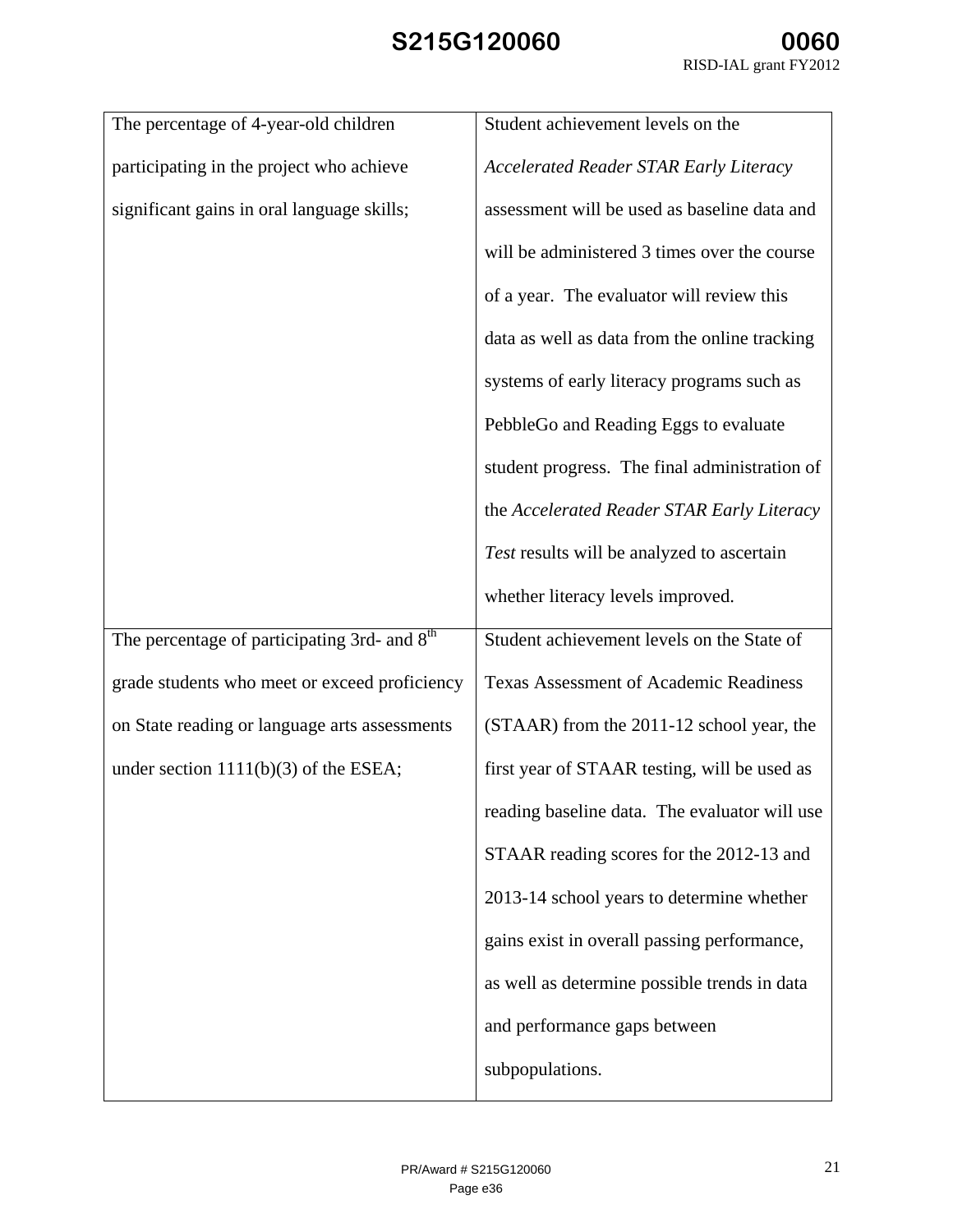| | |
|---|---|
| The percentage of 4-year-old children participating in the project who achieve significant gains in oral language skills; | Student achievement levels on the *Accelerated Reader STAR Early Literacy* assessment will be used as baseline data and will be administered 3 times over the course of a year. The evaluator will review this data as well as data from the online tracking systems of early literacy programs such as PebbleGo and Reading Eggs to evaluate student progress. The final administration of the *Accelerated Reader STAR Early Literacy Test* results will be analyzed to ascertain whether literacy levels improved. |
| The percentage of participating 3rd- and 8th grade students who meet or exceed proficiency on State reading or language arts assessments under section 1111(b)(3) of the ESEA; | Student achievement levels on the State of Texas Assessment of Academic Readiness (STAAR) from the 2011-12 school year, the first year of STAAR testing, will be used as reading baseline data. The evaluator will use STAAR reading scores for the 2012-13 and 2013-14 school years to determine whether gains exist in overall passing performance, as well as determine possible trends in data and performance gaps between subpopulations. |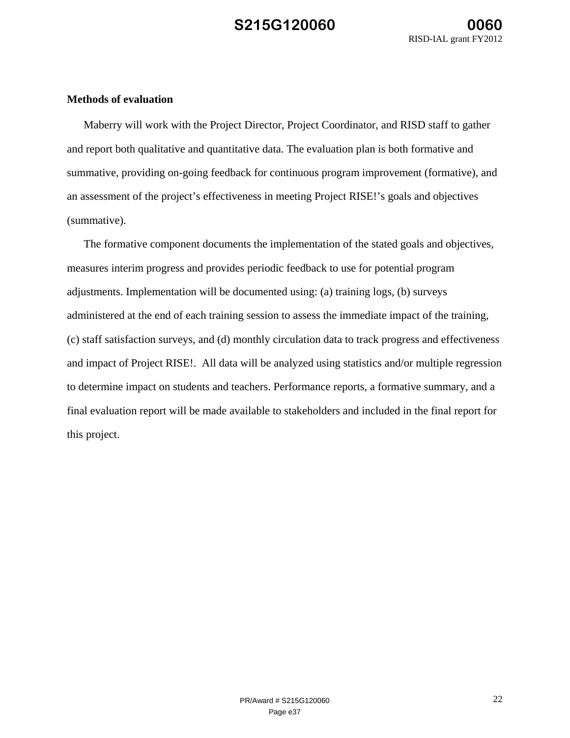**Methods of evaluation**

Maberry will work with the Project Director, Project Coordinator, and RISD staff to gather and report both qualitative and quantitative data. The evaluation plan is both formative and summative, providing on-going feedback for continuous program improvement (formative), and an assessment of the project's effectiveness in meeting Project RISE!'s goals and objectives (summative).

The formative component documents the implementation of the stated goals and objectives, measures interim progress and provides periodic feedback to use for potential program adjustments. Implementation will be documented using: (a) training logs, (b) surveys administered at the end of each training session to assess the immediate impact of the training, (c) staff satisfaction surveys, and (d) monthly circulation data to track progress and effectiveness and impact of Project RISE!. All data will be analyzed using statistics and/or multiple regression to determine impact on students and teachers. Performance reports, a formative summary, and a final evaluation report will be made available to stakeholders and included in the final report for this project.